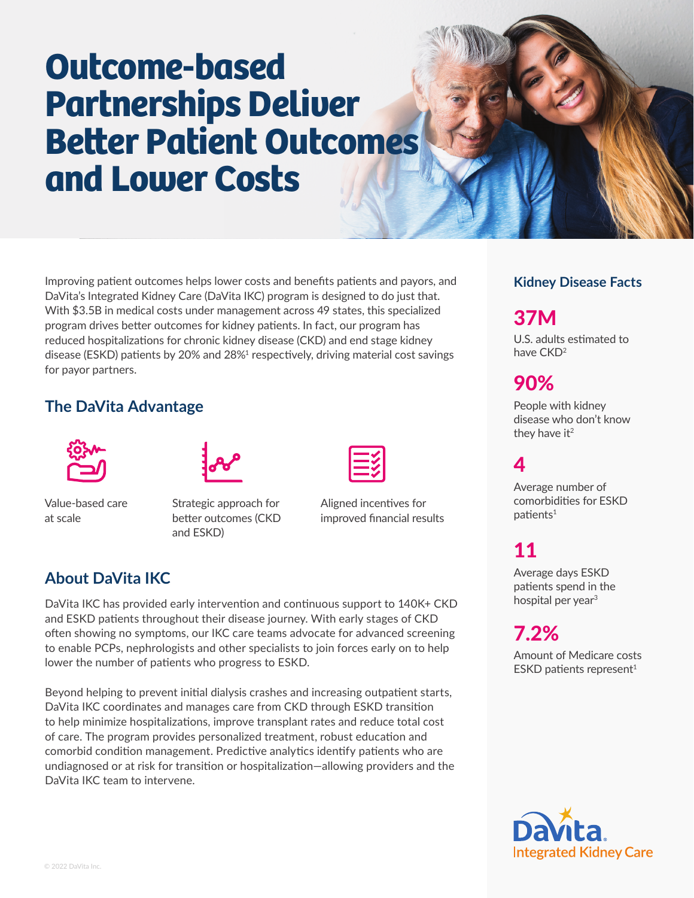# Outcome-based Partnerships Deliver Better Patient Outcomes and Lower Costs

Improving patient outcomes helps lower costs and benefits patients and payors, and DaVita's Integrated Kidney Care (DaVita IKC) program is designed to do just that. With $3.5B in medical costs under management across 49 states, this specialized program drives better outcomes for kidney patients. In fact, our program has reduced hospitalizations for chronic kidney disease (CKD) and end stage kidney disease (ESKD) patients by 20% and 28%[1] respectively, driving material cost savings for payor partners.

## The DaVita Advantage

- Value-based care at scale
- Strategic approach for better outcomes (CKD and ESKD)
- Aligned incentives for improved financial results

## About DaVita IKC

DaVita IKC has provided early intervention and continuous support to 140K+ CKD and ESKD patients throughout their disease journey. With early stages of CKD often showing no symptoms, our IKC care teams advocate for advanced screening to enable PCPs, nephrologists and other specialists to join forces early on to help lower the number of patients who progress to ESKD.

Beyond helping to prevent initial dialysis crashes and increasing outpatient starts, DaVita IKC coordinates and manages care from CKD through ESKD transition to help minimize hospitalizations, improve transplant rates and reduce total cost of care. The program provides personalized treatment, robust education and comorbid condition management. Predictive analytics identify patients who are undiagnosed or at risk for transition or hospitalization—allowing providers and the DaVita IKC team to intervene.

## Kidney Disease Facts

**37M**

U.S. adults estimated to have CKD[2]

**90%**

People with kidney disease who don't know they have it[2]

**4**

Average number of comorbidities for ESKD patients[1]

**11**

Average days ESKD patients spend in the hospital per year[3]

**7.2%**

Amount of Medicare costs ESKD patients represent[1]

DaVita. Integrated Kidney Care

© 2022 DaVita Inc.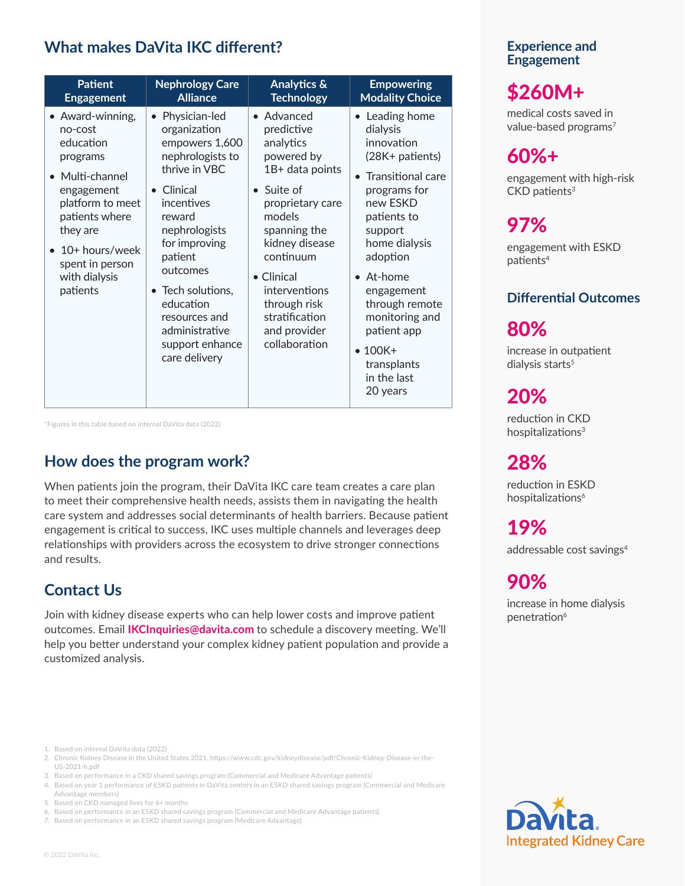## What makes DaVita IKC different?

| Patient Engagement | Nephrology Care Alliance | Analytics & Technology | Empowering Modality Choice |
|---|---|---|---|
| • Award-winning, no-cost education programs<br>• Multi-channel engagement platform to meet patients where they are<br>• 10+ hours/week spent in person with dialysis patients | • Physician-led organization empowers 1,600 nephrologists to thrive in VBC<br>• Clinical incentives reward nephrologists for improving patient outcomes<br>• Tech solutions, education resources and administrative support enhance care delivery | • Advanced predictive analytics powered by 1B+ data points<br>• Suite of proprietary care models spanning the kidney disease continuum<br>• Clinical interventions through risk stratification and provider collaboration | • Leading home dialysis innovation (28K+ patients)<br>• Transitional care programs for new ESKD patients to support home dialysis adoption<br>• At-home engagement through remote monitoring and patient app<br>• 100K+ transplants in the last 20 years |

*Figures in this table based on internal DaVita data (2022)

## How does the program work?

When patients join the program, their DaVita IKC care team creates a care plan to meet their comprehensive health needs, assists them in navigating the health care system and addresses social determinants of health barriers. Because patient engagement is critical to success, IKC uses multiple channels and leverages deep relationships with providers across the ecosystem to drive stronger connections and results.

## Contact Us

Join with kidney disease experts who can help lower costs and improve patient outcomes. Email **IKCInquiries@davita.com** to schedule a discovery meeting. We'll help you better understand your complex kidney patient population and provide a customized analysis.

### Experience and Engagement

**$260M+**
medical costs saved in value-based programs[7]

**60%+**
engagement with high-risk CKD patients[3]

**97%**
engagement with ESKD patients[4]

### Differential Outcomes

**80%**
increase in outpatient dialysis starts[5]

**20%**
reduction in CKD hospitalizations[3]

**28%**
reduction in ESKD hospitalizations[6]

**19%**
addressable cost savings[4]

**90%**
increase in home dialysis penetration[6]

DaVita. Integrated Kidney Care

1. Based on internal DaVita data (2022)
2. Chronic Kidney Disease in the United States 2021, https://www.cdc.gov/kidneydisease/pdf/Chronic-Kidney-Disease-in-the-US-2021-h.pdf
3. Based on performance in a CKD shared savings program (Commercial and Medicare Advantage patients)
4. Based on year 1 performance of ESKD patients in DaVita centers in an ESKD shared savings program (Commercial and Medicare Advantage members)
5. Based on CKD managed lives for 6+ months
6. Based on performance in an ESKD shared savings program (Commercial and Medicare Advantage patients)
7. Based on performance in an ESKD shared savings program (Medicare Advantage)

© 2022 DaVita Inc.